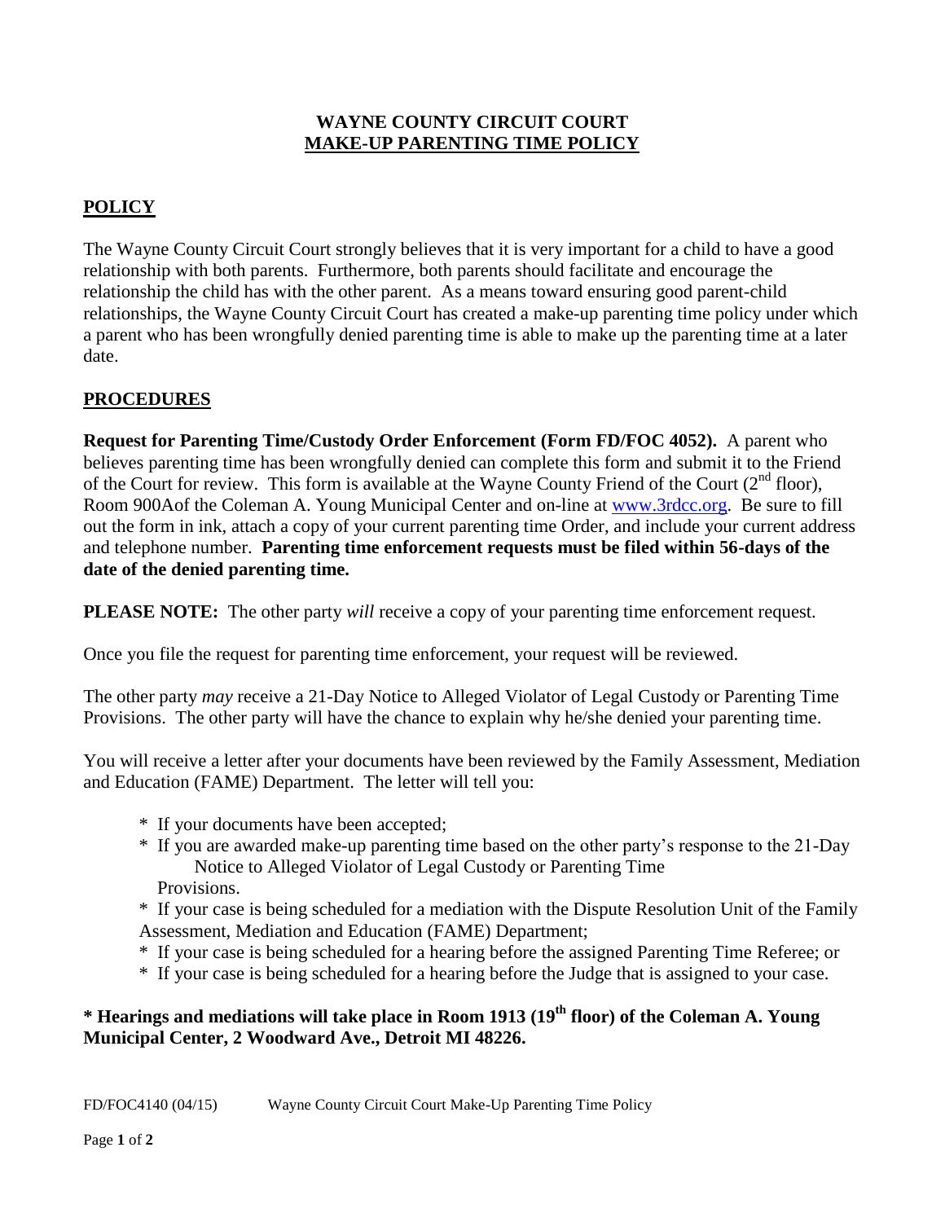# WAYNE COUNTY CIRCUIT COURT
## MAKE-UP PARENTING TIME POLICY

### POLICY

The Wayne County Circuit Court strongly believes that it is very important for a child to have a good relationship with both parents. Furthermore, both parents should facilitate and encourage the relationship the child has with the other parent. As a means toward ensuring good parent-child relationships, the Wayne County Circuit Court has created a make-up parenting time policy under which a parent who has been wrongfully denied parenting time is able to make up the parenting time at a later date.

### PROCEDURES

**Request for Parenting Time/Custody Order Enforcement (Form FD/FOC 4052).** A parent who believes parenting time has been wrongfully denied can complete this form and submit it to the Friend of the Court for review. This form is available at the Wayne County Friend of the Court (2nd floor), Room 900Aof the Coleman A. Young Municipal Center and on-line at www.3rdcc.org. Be sure to fill out the form in ink, attach a copy of your current parenting time Order, and include your current address and telephone number. **Parenting time enforcement requests must be filed within 56-days of the date of the denied parenting time.**

**PLEASE NOTE:** The other party *will* receive a copy of your parenting time enforcement request.

Once you file the request for parenting time enforcement, your request will be reviewed.

The other party *may* receive a 21-Day Notice to Alleged Violator of Legal Custody or Parenting Time Provisions. The other party will have the chance to explain why he/she denied your parenting time.

You will receive a letter after your documents have been reviewed by the Family Assessment, Mediation and Education (FAME) Department. The letter will tell you:

- If your documents have been accepted;
- If you are awarded make-up parenting time based on the other party's response to the 21-Day Notice to Alleged Violator of Legal Custody or Parenting Time Provisions.
- If your case is being scheduled for a mediation with the Dispute Resolution Unit of the Family Assessment, Mediation and Education (FAME) Department;
- If your case is being scheduled for a hearing before the assigned Parenting Time Referee; or
- If your case is being scheduled for a hearing before the Judge that is assigned to your case.

**\* Hearings and mediations will take place in Room 1913 (19th floor) of the Coleman A. Young Municipal Center, 2 Woodward Ave., Detroit MI 48226.**

FD/FOC4140 (04/15) Wayne County Circuit Court Make-Up Parenting Time Policy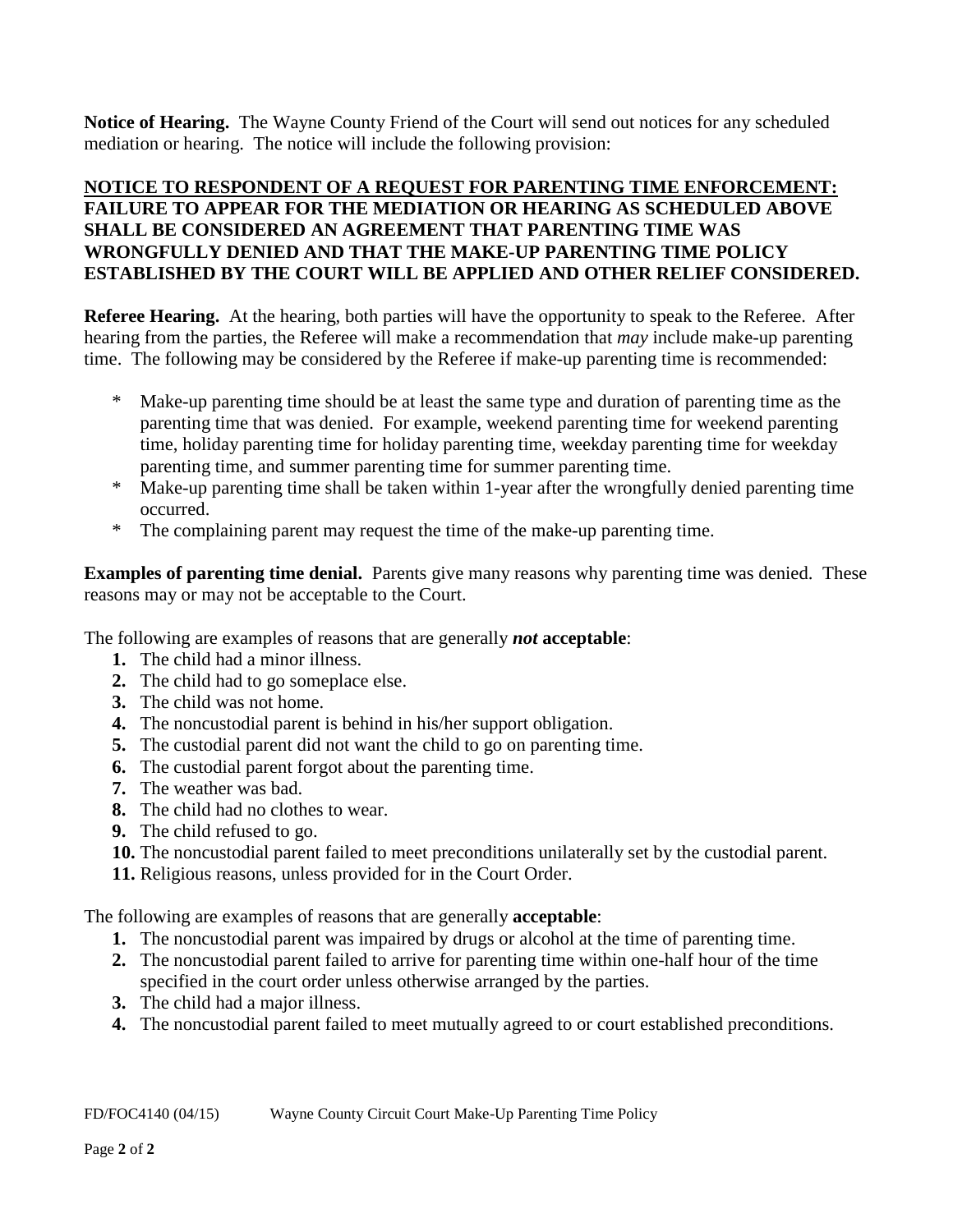**Notice of Hearing.** The Wayne County Friend of the Court will send out notices for any scheduled mediation or hearing. The notice will include the following provision:

**NOTICE TO RESPONDENT OF A REQUEST FOR PARENTING TIME ENFORCEMENT: FAILURE TO APPEAR FOR THE MEDIATION OR HEARING AS SCHEDULED ABOVE SHALL BE CONSIDERED AN AGREEMENT THAT PARENTING TIME WAS WRONGFULLY DENIED AND THAT THE MAKE-UP PARENTING TIME POLICY ESTABLISHED BY THE COURT WILL BE APPLIED AND OTHER RELIEF CONSIDERED.**

**Referee Hearing.** At the hearing, both parties will have the opportunity to speak to the Referee. After hearing from the parties, the Referee will make a recommendation that *may* include make-up parenting time. The following may be considered by the Referee if make-up parenting time is recommended:

* Make-up parenting time should be at least the same type and duration of parenting time as the parenting time that was denied. For example, weekend parenting time for weekend parenting time, holiday parenting time for holiday parenting time, weekday parenting time for weekday parenting time, and summer parenting time for summer parenting time.
* Make-up parenting time shall be taken within 1-year after the wrongfully denied parenting time occurred.
* The complaining parent may request the time of the make-up parenting time.

**Examples of parenting time denial.** Parents give many reasons why parenting time was denied. These reasons may or may not be acceptable to the Court.

The following are examples of reasons that are generally ***not* acceptable**:

1. The child had a minor illness.
2. The child had to go someplace else.
3. The child was not home.
4. The noncustodial parent is behind in his/her support obligation.
5. The custodial parent did not want the child to go on parenting time.
6. The custodial parent forgot about the parenting time.
7. The weather was bad.
8. The child had no clothes to wear.
9. The child refused to go.
10. The noncustodial parent failed to meet preconditions unilaterally set by the custodial parent.
11. Religious reasons, unless provided for in the Court Order.

The following are examples of reasons that are generally **acceptable**:

1. The noncustodial parent was impaired by drugs or alcohol at the time of parenting time.
2. The noncustodial parent failed to arrive for parenting time within one-half hour of the time specified in the court order unless otherwise arranged by the parties.
3. The child had a major illness.
4. The noncustodial parent failed to meet mutually agreed to or court established preconditions.

FD/FOC4140 (04/15) Wayne County Circuit Court Make-Up Parenting Time Policy